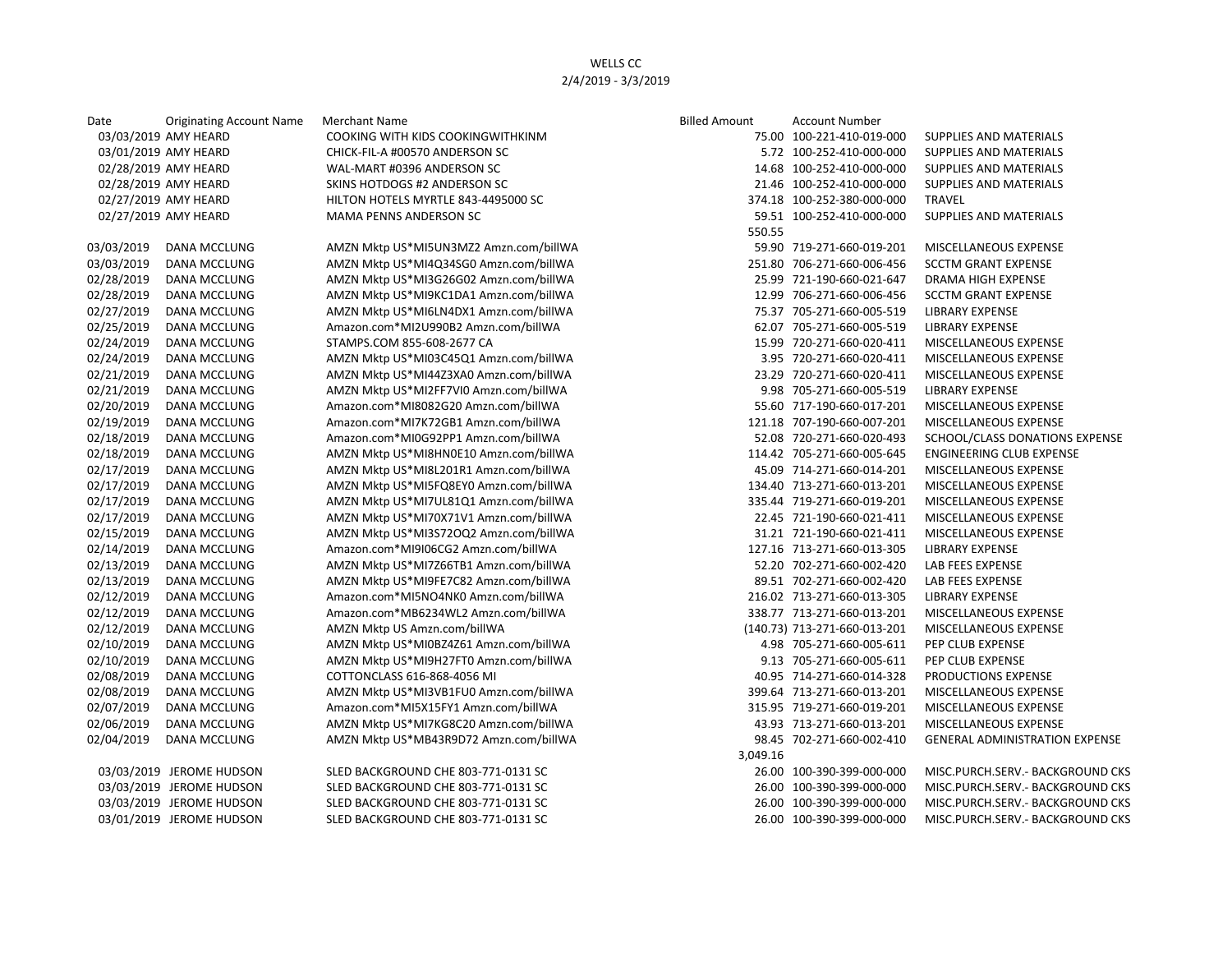WELLS CC

2/4/2019 - 3/3/2019

| Date | Originating Account Name | Merchant Name | Billed Amount | Account Number | |
|---|---|---|---|---|---|
| 03/03/2019 | AMY HEARD | COOKING WITH KIDS COOKINGWITHKINM | 75.00 | 100-221-410-019-000 | SUPPLIES AND MATERIALS |
| 03/01/2019 | AMY HEARD | CHICK-FIL-A #00570 ANDERSON SC | 5.72 | 100-252-410-000-000 | SUPPLIES AND MATERIALS |
| 02/28/2019 | AMY HEARD | WAL-MART #0396 ANDERSON SC | 14.68 | 100-252-410-000-000 | SUPPLIES AND MATERIALS |
| 02/28/2019 | AMY HEARD | SKINS HOTDOGS #2 ANDERSON SC | 21.46 | 100-252-410-000-000 | SUPPLIES AND MATERIALS |
| 02/27/2019 | AMY HEARD | HILTON HOTELS MYRTLE 843-4495000 SC | 374.18 | 100-252-380-000-000 | TRAVEL |
| 02/27/2019 | AMY HEARD | MAMA PENNS ANDERSON SC | 59.51 | 100-252-410-000-000 | SUPPLIES AND MATERIALS |
| | | | 550.55 | | |
| 03/03/2019 | DANA MCCLUNG | AMZN Mktp US*MI5UN3MZ2 Amzn.com/billWA | 59.90 | 719-271-660-019-201 | MISCELLANEOUS EXPENSE |
| 03/03/2019 | DANA MCCLUNG | AMZN Mktp US*MI4Q34SG0 Amzn.com/billWA | 251.80 | 706-271-660-006-456 | SCCTM GRANT EXPENSE |
| 02/28/2019 | DANA MCCLUNG | AMZN Mktp US*MI3G26G02 Amzn.com/billWA | 25.99 | 721-190-660-021-647 | DRAMA HIGH EXPENSE |
| 02/28/2019 | DANA MCCLUNG | AMZN Mktp US*MI9KC1DA1 Amzn.com/billWA | 12.99 | 706-271-660-006-456 | SCCTM GRANT EXPENSE |
| 02/27/2019 | DANA MCCLUNG | AMZN Mktp US*MI6LN4DX1 Amzn.com/billWA | 75.37 | 705-271-660-005-519 | LIBRARY EXPENSE |
| 02/25/2019 | DANA MCCLUNG | Amazon.com*MI2U990B2 Amzn.com/billWA | 62.07 | 705-271-660-005-519 | LIBRARY EXPENSE |
| 02/24/2019 | DANA MCCLUNG | STAMPS.COM 855-608-2677 CA | 15.99 | 720-271-660-020-411 | MISCELLANEOUS EXPENSE |
| 02/24/2019 | DANA MCCLUNG | AMZN Mktp US*MI03C45Q1 Amzn.com/billWA | 3.95 | 720-271-660-020-411 | MISCELLANEOUS EXPENSE |
| 02/21/2019 | DANA MCCLUNG | AMZN Mktp US*MI44Z3XA0 Amzn.com/billWA | 23.29 | 720-271-660-020-411 | MISCELLANEOUS EXPENSE |
| 02/21/2019 | DANA MCCLUNG | AMZN Mktp US*MI2FF7VI0 Amzn.com/billWA | 9.98 | 705-271-660-005-519 | LIBRARY EXPENSE |
| 02/20/2019 | DANA MCCLUNG | Amazon.com*MI8082G20 Amzn.com/billWA | 55.60 | 717-190-660-017-201 | MISCELLANEOUS EXPENSE |
| 02/19/2019 | DANA MCCLUNG | Amazon.com*MI7K72GB1 Amzn.com/billWA | 121.18 | 707-190-660-007-201 | MISCELLANEOUS EXPENSE |
| 02/18/2019 | DANA MCCLUNG | Amazon.com*MI0G92PP1 Amzn.com/billWA | 52.08 | 720-271-660-020-493 | SCHOOL/CLASS DONATIONS EXPENSE |
| 02/18/2019 | DANA MCCLUNG | AMZN Mktp US*MI8HN0E10 Amzn.com/billWA | 114.42 | 705-271-660-005-645 | ENGINEERING CLUB EXPENSE |
| 02/17/2019 | DANA MCCLUNG | AMZN Mktp US*MI8L201R1 Amzn.com/billWA | 45.09 | 714-271-660-014-201 | MISCELLANEOUS EXPENSE |
| 02/17/2019 | DANA MCCLUNG | AMZN Mktp US*MI5FQ8EY0 Amzn.com/billWA | 134.40 | 713-271-660-013-201 | MISCELLANEOUS EXPENSE |
| 02/17/2019 | DANA MCCLUNG | AMZN Mktp US*MI7UL81Q1 Amzn.com/billWA | 335.44 | 719-271-660-019-201 | MISCELLANEOUS EXPENSE |
| 02/17/2019 | DANA MCCLUNG | AMZN Mktp US*MI70X71V1 Amzn.com/billWA | 22.45 | 721-190-660-021-411 | MISCELLANEOUS EXPENSE |
| 02/15/2019 | DANA MCCLUNG | AMZN Mktp US*MI3S72OQ2 Amzn.com/billWA | 31.21 | 721-190-660-021-411 | MISCELLANEOUS EXPENSE |
| 02/14/2019 | DANA MCCLUNG | Amazon.com*MI9I06CG2 Amzn.com/billWA | 127.16 | 713-271-660-013-305 | LIBRARY EXPENSE |
| 02/13/2019 | DANA MCCLUNG | AMZN Mktp US*MI7Z66TB1 Amzn.com/billWA | 52.20 | 702-271-660-002-420 | LAB FEES EXPENSE |
| 02/13/2019 | DANA MCCLUNG | AMZN Mktp US*MI9FE7C82 Amzn.com/billWA | 89.51 | 702-271-660-002-420 | LAB FEES EXPENSE |
| 02/12/2019 | DANA MCCLUNG | Amazon.com*MI5NO4NK0 Amzn.com/billWA | 216.02 | 713-271-660-013-305 | LIBRARY EXPENSE |
| 02/12/2019 | DANA MCCLUNG | Amazon.com*MB6234WL2 Amzn.com/billWA | 338.77 | 713-271-660-013-201 | MISCELLANEOUS EXPENSE |
| 02/12/2019 | DANA MCCLUNG | AMZN Mktp US Amzn.com/billWA | (140.73) | 713-271-660-013-201 | MISCELLANEOUS EXPENSE |
| 02/10/2019 | DANA MCCLUNG | AMZN Mktp US*MI0BZ4Z61 Amzn.com/billWA | 4.98 | 705-271-660-005-611 | PEP CLUB EXPENSE |
| 02/10/2019 | DANA MCCLUNG | AMZN Mktp US*MI9H27FT0 Amzn.com/billWA | 9.13 | 705-271-660-005-611 | PEP CLUB EXPENSE |
| 02/08/2019 | DANA MCCLUNG | COTTONCLASS 616-868-4056 MI | 40.95 | 714-271-660-014-328 | PRODUCTIONS EXPENSE |
| 02/08/2019 | DANA MCCLUNG | AMZN Mktp US*MI3VB1FU0 Amzn.com/billWA | 399.64 | 713-271-660-013-201 | MISCELLANEOUS EXPENSE |
| 02/07/2019 | DANA MCCLUNG | Amazon.com*MI5X15FY1 Amzn.com/billWA | 315.95 | 719-271-660-019-201 | MISCELLANEOUS EXPENSE |
| 02/06/2019 | DANA MCCLUNG | AMZN Mktp US*MI7KG8C20 Amzn.com/billWA | 43.93 | 713-271-660-013-201 | MISCELLANEOUS EXPENSE |
| 02/04/2019 | DANA MCCLUNG | AMZN Mktp US*MB43R9D72 Amzn.com/billWA | 98.45 | 702-271-660-002-410 | GENERAL ADMINISTRATION EXPENSE |
| | | | 3,049.16 | | |
| 03/03/2019 | JEROME HUDSON | SLED BACKGROUND CHE 803-771-0131 SC | 26.00 | 100-390-399-000-000 | MISC.PURCH.SERV.- BACKGROUND CKS |
| 03/03/2019 | JEROME HUDSON | SLED BACKGROUND CHE 803-771-0131 SC | 26.00 | 100-390-399-000-000 | MISC.PURCH.SERV.- BACKGROUND CKS |
| 03/03/2019 | JEROME HUDSON | SLED BACKGROUND CHE 803-771-0131 SC | 26.00 | 100-390-399-000-000 | MISC.PURCH.SERV.- BACKGROUND CKS |
| 03/01/2019 | JEROME HUDSON | SLED BACKGROUND CHE 803-771-0131 SC | 26.00 | 100-390-399-000-000 | MISC.PURCH.SERV.- BACKGROUND CKS |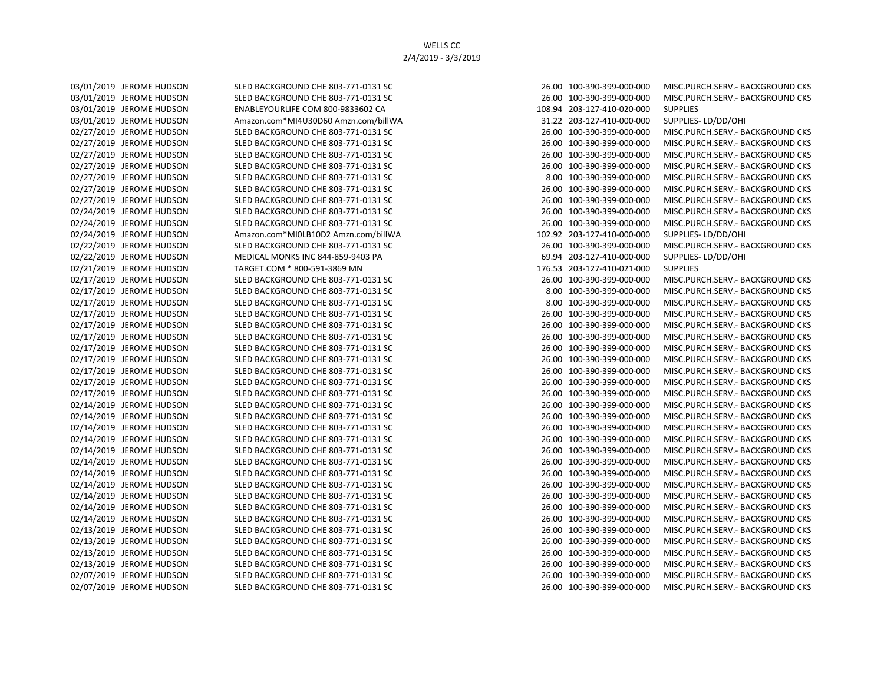WELLS CC

2/4/2019 - 3/3/2019

| Date | Name | Merchant | Amount | Account | Description |
|---|---|---|---|---|---|
| 03/01/2019 | JEROME HUDSON | SLED BACKGROUND CHE 803-771-0131 SC | 26.00 | 100-390-399-000-000 | MISC.PURCH.SERV.- BACKGROUND CKS |
| 03/01/2019 | JEROME HUDSON | SLED BACKGROUND CHE 803-771-0131 SC | 26.00 | 100-390-399-000-000 | MISC.PURCH.SERV.- BACKGROUND CKS |
| 03/01/2019 | JEROME HUDSON | ENABLEYOURLIFE COM 800-9833602 CA | 108.94 | 203-127-410-020-000 | SUPPLIES |
| 03/01/2019 | JEROME HUDSON | Amazon.com*MI4U30D60 Amzn.com/billWA | 31.22 | 203-127-410-000-000 | SUPPLIES- LD/DD/OHI |
| 02/27/2019 | JEROME HUDSON | SLED BACKGROUND CHE 803-771-0131 SC | 26.00 | 100-390-399-000-000 | MISC.PURCH.SERV.- BACKGROUND CKS |
| 02/27/2019 | JEROME HUDSON | SLED BACKGROUND CHE 803-771-0131 SC | 26.00 | 100-390-399-000-000 | MISC.PURCH.SERV.- BACKGROUND CKS |
| 02/27/2019 | JEROME HUDSON | SLED BACKGROUND CHE 803-771-0131 SC | 26.00 | 100-390-399-000-000 | MISC.PURCH.SERV.- BACKGROUND CKS |
| 02/27/2019 | JEROME HUDSON | SLED BACKGROUND CHE 803-771-0131 SC | 26.00 | 100-390-399-000-000 | MISC.PURCH.SERV.- BACKGROUND CKS |
| 02/27/2019 | JEROME HUDSON | SLED BACKGROUND CHE 803-771-0131 SC | 8.00 | 100-390-399-000-000 | MISC.PURCH.SERV.- BACKGROUND CKS |
| 02/27/2019 | JEROME HUDSON | SLED BACKGROUND CHE 803-771-0131 SC | 26.00 | 100-390-399-000-000 | MISC.PURCH.SERV.- BACKGROUND CKS |
| 02/27/2019 | JEROME HUDSON | SLED BACKGROUND CHE 803-771-0131 SC | 26.00 | 100-390-399-000-000 | MISC.PURCH.SERV.- BACKGROUND CKS |
| 02/24/2019 | JEROME HUDSON | SLED BACKGROUND CHE 803-771-0131 SC | 26.00 | 100-390-399-000-000 | MISC.PURCH.SERV.- BACKGROUND CKS |
| 02/24/2019 | JEROME HUDSON | SLED BACKGROUND CHE 803-771-0131 SC | 26.00 | 100-390-399-000-000 | MISC.PURCH.SERV.- BACKGROUND CKS |
| 02/24/2019 | JEROME HUDSON | Amazon.com*MI0LB10D2 Amzn.com/billWA | 102.92 | 203-127-410-000-000 | SUPPLIES- LD/DD/OHI |
| 02/22/2019 | JEROME HUDSON | SLED BACKGROUND CHE 803-771-0131 SC | 26.00 | 100-390-399-000-000 | MISC.PURCH.SERV.- BACKGROUND CKS |
| 02/22/2019 | JEROME HUDSON | MEDICAL MONKS INC 844-859-9403 PA | 69.94 | 203-127-410-000-000 | SUPPLIES- LD/DD/OHI |
| 02/21/2019 | JEROME HUDSON | TARGET.COM * 800-591-3869 MN | 176.53 | 203-127-410-021-000 | SUPPLIES |
| 02/17/2019 | JEROME HUDSON | SLED BACKGROUND CHE 803-771-0131 SC | 26.00 | 100-390-399-000-000 | MISC.PURCH.SERV.- BACKGROUND CKS |
| 02/17/2019 | JEROME HUDSON | SLED BACKGROUND CHE 803-771-0131 SC | 8.00 | 100-390-399-000-000 | MISC.PURCH.SERV.- BACKGROUND CKS |
| 02/17/2019 | JEROME HUDSON | SLED BACKGROUND CHE 803-771-0131 SC | 8.00 | 100-390-399-000-000 | MISC.PURCH.SERV.- BACKGROUND CKS |
| 02/17/2019 | JEROME HUDSON | SLED BACKGROUND CHE 803-771-0131 SC | 26.00 | 100-390-399-000-000 | MISC.PURCH.SERV.- BACKGROUND CKS |
| 02/17/2019 | JEROME HUDSON | SLED BACKGROUND CHE 803-771-0131 SC | 26.00 | 100-390-399-000-000 | MISC.PURCH.SERV.- BACKGROUND CKS |
| 02/17/2019 | JEROME HUDSON | SLED BACKGROUND CHE 803-771-0131 SC | 26.00 | 100-390-399-000-000 | MISC.PURCH.SERV.- BACKGROUND CKS |
| 02/17/2019 | JEROME HUDSON | SLED BACKGROUND CHE 803-771-0131 SC | 26.00 | 100-390-399-000-000 | MISC.PURCH.SERV.- BACKGROUND CKS |
| 02/17/2019 | JEROME HUDSON | SLED BACKGROUND CHE 803-771-0131 SC | 26.00 | 100-390-399-000-000 | MISC.PURCH.SERV.- BACKGROUND CKS |
| 02/17/2019 | JEROME HUDSON | SLED BACKGROUND CHE 803-771-0131 SC | 26.00 | 100-390-399-000-000 | MISC.PURCH.SERV.- BACKGROUND CKS |
| 02/17/2019 | JEROME HUDSON | SLED BACKGROUND CHE 803-771-0131 SC | 26.00 | 100-390-399-000-000 | MISC.PURCH.SERV.- BACKGROUND CKS |
| 02/17/2019 | JEROME HUDSON | SLED BACKGROUND CHE 803-771-0131 SC | 26.00 | 100-390-399-000-000 | MISC.PURCH.SERV.- BACKGROUND CKS |
| 02/14/2019 | JEROME HUDSON | SLED BACKGROUND CHE 803-771-0131 SC | 26.00 | 100-390-399-000-000 | MISC.PURCH.SERV.- BACKGROUND CKS |
| 02/14/2019 | JEROME HUDSON | SLED BACKGROUND CHE 803-771-0131 SC | 26.00 | 100-390-399-000-000 | MISC.PURCH.SERV.- BACKGROUND CKS |
| 02/14/2019 | JEROME HUDSON | SLED BACKGROUND CHE 803-771-0131 SC | 26.00 | 100-390-399-000-000 | MISC.PURCH.SERV.- BACKGROUND CKS |
| 02/14/2019 | JEROME HUDSON | SLED BACKGROUND CHE 803-771-0131 SC | 26.00 | 100-390-399-000-000 | MISC.PURCH.SERV.- BACKGROUND CKS |
| 02/14/2019 | JEROME HUDSON | SLED BACKGROUND CHE 803-771-0131 SC | 26.00 | 100-390-399-000-000 | MISC.PURCH.SERV.- BACKGROUND CKS |
| 02/14/2019 | JEROME HUDSON | SLED BACKGROUND CHE 803-771-0131 SC | 26.00 | 100-390-399-000-000 | MISC.PURCH.SERV.- BACKGROUND CKS |
| 02/14/2019 | JEROME HUDSON | SLED BACKGROUND CHE 803-771-0131 SC | 26.00 | 100-390-399-000-000 | MISC.PURCH.SERV.- BACKGROUND CKS |
| 02/14/2019 | JEROME HUDSON | SLED BACKGROUND CHE 803-771-0131 SC | 26.00 | 100-390-399-000-000 | MISC.PURCH.SERV.- BACKGROUND CKS |
| 02/14/2019 | JEROME HUDSON | SLED BACKGROUND CHE 803-771-0131 SC | 26.00 | 100-390-399-000-000 | MISC.PURCH.SERV.- BACKGROUND CKS |
| 02/14/2019 | JEROME HUDSON | SLED BACKGROUND CHE 803-771-0131 SC | 26.00 | 100-390-399-000-000 | MISC.PURCH.SERV.- BACKGROUND CKS |
| 02/14/2019 | JEROME HUDSON | SLED BACKGROUND CHE 803-771-0131 SC | 26.00 | 100-390-399-000-000 | MISC.PURCH.SERV.- BACKGROUND CKS |
| 02/13/2019 | JEROME HUDSON | SLED BACKGROUND CHE 803-771-0131 SC | 26.00 | 100-390-399-000-000 | MISC.PURCH.SERV.- BACKGROUND CKS |
| 02/13/2019 | JEROME HUDSON | SLED BACKGROUND CHE 803-771-0131 SC | 26.00 | 100-390-399-000-000 | MISC.PURCH.SERV.- BACKGROUND CKS |
| 02/13/2019 | JEROME HUDSON | SLED BACKGROUND CHE 803-771-0131 SC | 26.00 | 100-390-399-000-000 | MISC.PURCH.SERV.- BACKGROUND CKS |
| 02/13/2019 | JEROME HUDSON | SLED BACKGROUND CHE 803-771-0131 SC | 26.00 | 100-390-399-000-000 | MISC.PURCH.SERV.- BACKGROUND CKS |
| 02/07/2019 | JEROME HUDSON | SLED BACKGROUND CHE 803-771-0131 SC | 26.00 | 100-390-399-000-000 | MISC.PURCH.SERV.- BACKGROUND CKS |
| 02/07/2019 | JEROME HUDSON | SLED BACKGROUND CHE 803-771-0131 SC | 26.00 | 100-390-399-000-000 | MISC.PURCH.SERV.- BACKGROUND CKS |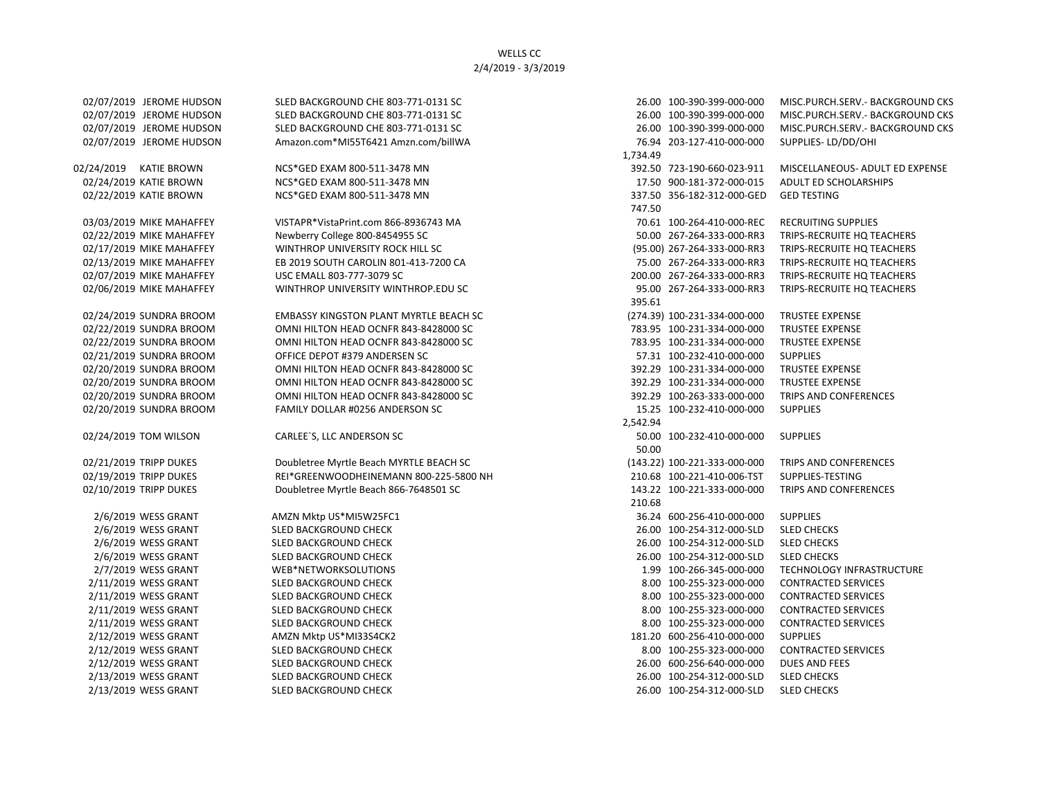WELLS CC
2/4/2019 - 3/3/2019

| Date | Name | Merchant | Amount | Account | Description |
|---|---|---|---|---|---|
| 02/07/2019 | JEROME HUDSON | SLED BACKGROUND CHE 803-771-0131 SC | 26.00 | 100-390-399-000-000 | MISC.PURCH.SERV.- BACKGROUND CKS |
| 02/07/2019 | JEROME HUDSON | SLED BACKGROUND CHE 803-771-0131 SC | 26.00 | 100-390-399-000-000 | MISC.PURCH.SERV.- BACKGROUND CKS |
| 02/07/2019 | JEROME HUDSON | SLED BACKGROUND CHE 803-771-0131 SC | 26.00 | 100-390-399-000-000 | MISC.PURCH.SERV.- BACKGROUND CKS |
| 02/07/2019 | JEROME HUDSON | Amazon.com*MI55T6421 Amzn.com/billWA | 76.94 | 203-127-410-000-000 | SUPPLIES- LD/DD/OHI |
| | | | 1,734.49 | | |
| 02/24/2019 | KATIE BROWN | NCS*GED EXAM 800-511-3478 MN | 392.50 | 723-190-660-023-911 | MISCELLANEOUS- ADULT ED EXPENSE |
| 02/24/2019 | KATIE BROWN | NCS*GED EXAM 800-511-3478 MN | 17.50 | 900-181-372-000-015 | ADULT ED SCHOLARSHIPS |
| 02/22/2019 | KATIE BROWN | NCS*GED EXAM 800-511-3478 MN | 337.50 | 356-182-312-000-GED | GED TESTING |
| | | | 747.50 | | |
| 03/03/2019 | MIKE MAHAFFEY | VISTAPR*VistaPrint.com 866-8936743 MA | 70.61 | 100-264-410-000-REC | RECRUITING SUPPLIES |
| 02/22/2019 | MIKE MAHAFFEY | Newberry College 800-8454955 SC | 50.00 | 267-264-333-000-RR3 | TRIPS-RECRUITE HQ TEACHERS |
| 02/17/2019 | MIKE MAHAFFEY | WINTHROP UNIVERSITY ROCK HILL SC | (95.00) | 267-264-333-000-RR3 | TRIPS-RECRUITE HQ TEACHERS |
| 02/13/2019 | MIKE MAHAFFEY | EB 2019 SOUTH CAROLIN 801-413-7200 CA | 75.00 | 267-264-333-000-RR3 | TRIPS-RECRUITE HQ TEACHERS |
| 02/07/2019 | MIKE MAHAFFEY | USC EMALL 803-777-3079 SC | 200.00 | 267-264-333-000-RR3 | TRIPS-RECRUITE HQ TEACHERS |
| 02/06/2019 | MIKE MAHAFFEY | WINTHROP UNIVERSITY WINTHROP.EDU SC | 95.00 | 267-264-333-000-RR3 | TRIPS-RECRUITE HQ TEACHERS |
| | | | 395.61 | | |
| 02/24/2019 | SUNDRA BROOM | EMBASSY KINGSTON PLANT MYRTLE BEACH SC | (274.39) | 100-231-334-000-000 | TRUSTEE EXPENSE |
| 02/22/2019 | SUNDRA BROOM | OMNI HILTON HEAD OCNFR 843-8428000 SC | 783.95 | 100-231-334-000-000 | TRUSTEE EXPENSE |
| 02/22/2019 | SUNDRA BROOM | OMNI HILTON HEAD OCNFR 843-8428000 SC | 783.95 | 100-231-334-000-000 | TRUSTEE EXPENSE |
| 02/21/2019 | SUNDRA BROOM | OFFICE DEPOT #379 ANDERSEN SC | 57.31 | 100-232-410-000-000 | SUPPLIES |
| 02/20/2019 | SUNDRA BROOM | OMNI HILTON HEAD OCNFR 843-8428000 SC | 392.29 | 100-231-334-000-000 | TRUSTEE EXPENSE |
| 02/20/2019 | SUNDRA BROOM | OMNI HILTON HEAD OCNFR 843-8428000 SC | 392.29 | 100-231-334-000-000 | TRUSTEE EXPENSE |
| 02/20/2019 | SUNDRA BROOM | OMNI HILTON HEAD OCNFR 843-8428000 SC | 392.29 | 100-263-333-000-000 | TRIPS AND CONFERENCES |
| 02/20/2019 | SUNDRA BROOM | FAMILY DOLLAR #0256 ANDERSON SC | 15.25 | 100-232-410-000-000 | SUPPLIES |
| | | | 2,542.94 | | |
| 02/24/2019 | TOM WILSON | CARLEE`S, LLC ANDERSON SC | 50.00 | 100-232-410-000-000 | SUPPLIES |
| | | | 50.00 | | |
| 02/21/2019 | TRIPP DUKES | Doubletree Myrtle Beach MYRTLE BEACH SC | (143.22) | 100-221-333-000-000 | TRIPS AND CONFERENCES |
| 02/19/2019 | TRIPP DUKES | REI*GREENWOODHEINEMANN 800-225-5800 NH | 210.68 | 100-221-410-006-TST | SUPPLIES-TESTING |
| 02/10/2019 | TRIPP DUKES | Doubletree Myrtle Beach 866-7648501 SC | 143.22 | 100-221-333-000-000 | TRIPS AND CONFERENCES |
| | | | 210.68 | | |
| 2/6/2019 | WESS GRANT | AMZN Mktp US*MI5W25FC1 | 36.24 | 600-256-410-000-000 | SUPPLIES |
| 2/6/2019 | WESS GRANT | SLED BACKGROUND CHECK | 26.00 | 100-254-312-000-SLD | SLED CHECKS |
| 2/6/2019 | WESS GRANT | SLED BACKGROUND CHECK | 26.00 | 100-254-312-000-SLD | SLED CHECKS |
| 2/6/2019 | WESS GRANT | SLED BACKGROUND CHECK | 26.00 | 100-254-312-000-SLD | SLED CHECKS |
| 2/7/2019 | WESS GRANT | WEB*NETWORKSOLUTIONS | 1.99 | 100-266-345-000-000 | TECHNOLOGY INFRASTRUCTURE |
| 2/11/2019 | WESS GRANT | SLED BACKGROUND CHECK | 8.00 | 100-255-323-000-000 | CONTRACTED SERVICES |
| 2/11/2019 | WESS GRANT | SLED BACKGROUND CHECK | 8.00 | 100-255-323-000-000 | CONTRACTED SERVICES |
| 2/11/2019 | WESS GRANT | SLED BACKGROUND CHECK | 8.00 | 100-255-323-000-000 | CONTRACTED SERVICES |
| 2/11/2019 | WESS GRANT | SLED BACKGROUND CHECK | 8.00 | 100-255-323-000-000 | CONTRACTED SERVICES |
| 2/12/2019 | WESS GRANT | AMZN Mktp US*MI33S4CK2 | 181.20 | 600-256-410-000-000 | SUPPLIES |
| 2/12/2019 | WESS GRANT | SLED BACKGROUND CHECK | 8.00 | 100-255-323-000-000 | CONTRACTED SERVICES |
| 2/12/2019 | WESS GRANT | SLED BACKGROUND CHECK | 26.00 | 600-256-640-000-000 | DUES AND FEES |
| 2/13/2019 | WESS GRANT | SLED BACKGROUND CHECK | 26.00 | 100-254-312-000-SLD | SLED CHECKS |
| 2/13/2019 | WESS GRANT | SLED BACKGROUND CHECK | 26.00 | 100-254-312-000-SLD | SLED CHECKS |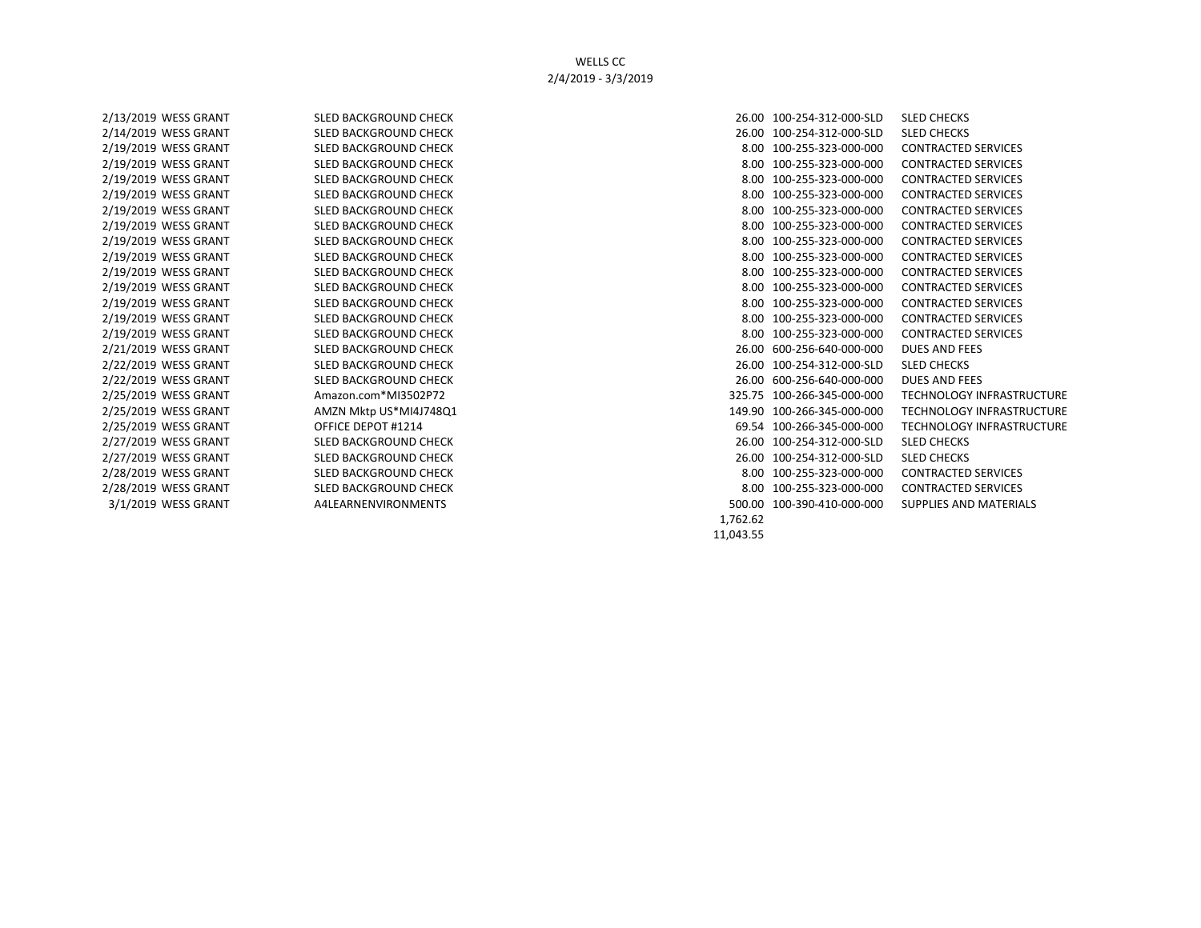WELLS CC

2/4/2019 - 3/3/2019

| | | | | | |
|---|---|---|---|---|---|
| 2/13/2019 | WESS GRANT | SLED BACKGROUND CHECK | 26.00 | 100-254-312-000-SLD | SLED CHECKS |
| 2/14/2019 | WESS GRANT | SLED BACKGROUND CHECK | 26.00 | 100-254-312-000-SLD | SLED CHECKS |
| 2/19/2019 | WESS GRANT | SLED BACKGROUND CHECK | 8.00 | 100-255-323-000-000 | CONTRACTED SERVICES |
| 2/19/2019 | WESS GRANT | SLED BACKGROUND CHECK | 8.00 | 100-255-323-000-000 | CONTRACTED SERVICES |
| 2/19/2019 | WESS GRANT | SLED BACKGROUND CHECK | 8.00 | 100-255-323-000-000 | CONTRACTED SERVICES |
| 2/19/2019 | WESS GRANT | SLED BACKGROUND CHECK | 8.00 | 100-255-323-000-000 | CONTRACTED SERVICES |
| 2/19/2019 | WESS GRANT | SLED BACKGROUND CHECK | 8.00 | 100-255-323-000-000 | CONTRACTED SERVICES |
| 2/19/2019 | WESS GRANT | SLED BACKGROUND CHECK | 8.00 | 100-255-323-000-000 | CONTRACTED SERVICES |
| 2/19/2019 | WESS GRANT | SLED BACKGROUND CHECK | 8.00 | 100-255-323-000-000 | CONTRACTED SERVICES |
| 2/19/2019 | WESS GRANT | SLED BACKGROUND CHECK | 8.00 | 100-255-323-000-000 | CONTRACTED SERVICES |
| 2/19/2019 | WESS GRANT | SLED BACKGROUND CHECK | 8.00 | 100-255-323-000-000 | CONTRACTED SERVICES |
| 2/19/2019 | WESS GRANT | SLED BACKGROUND CHECK | 8.00 | 100-255-323-000-000 | CONTRACTED SERVICES |
| 2/19/2019 | WESS GRANT | SLED BACKGROUND CHECK | 8.00 | 100-255-323-000-000 | CONTRACTED SERVICES |
| 2/19/2019 | WESS GRANT | SLED BACKGROUND CHECK | 8.00 | 100-255-323-000-000 | CONTRACTED SERVICES |
| 2/19/2019 | WESS GRANT | SLED BACKGROUND CHECK | 8.00 | 100-255-323-000-000 | CONTRACTED SERVICES |
| 2/21/2019 | WESS GRANT | SLED BACKGROUND CHECK | 26.00 | 600-256-640-000-000 | DUES AND FEES |
| 2/22/2019 | WESS GRANT | SLED BACKGROUND CHECK | 26.00 | 100-254-312-000-SLD | SLED CHECKS |
| 2/22/2019 | WESS GRANT | SLED BACKGROUND CHECK | 26.00 | 600-256-640-000-000 | DUES AND FEES |
| 2/25/2019 | WESS GRANT | Amazon.com*MI3502P72 | 325.75 | 100-266-345-000-000 | TECHNOLOGY INFRASTRUCTURE |
| 2/25/2019 | WESS GRANT | AMZN Mktp US*MI4J748Q1 | 149.90 | 100-266-345-000-000 | TECHNOLOGY INFRASTRUCTURE |
| 2/25/2019 | WESS GRANT | OFFICE DEPOT #1214 | 69.54 | 100-266-345-000-000 | TECHNOLOGY INFRASTRUCTURE |
| 2/27/2019 | WESS GRANT | SLED BACKGROUND CHECK | 26.00 | 100-254-312-000-SLD | SLED CHECKS |
| 2/27/2019 | WESS GRANT | SLED BACKGROUND CHECK | 26.00 | 100-254-312-000-SLD | SLED CHECKS |
| 2/28/2019 | WESS GRANT | SLED BACKGROUND CHECK | 8.00 | 100-255-323-000-000 | CONTRACTED SERVICES |
| 2/28/2019 | WESS GRANT | SLED BACKGROUND CHECK | 8.00 | 100-255-323-000-000 | CONTRACTED SERVICES |
| 3/1/2019 | WESS GRANT | A4LEARNENVIRONMENTS | 500.00 | 100-390-410-000-000 | SUPPLIES AND MATERIALS |
| | | | 1,762.62 | | |
| | | | 11,043.55 | | |